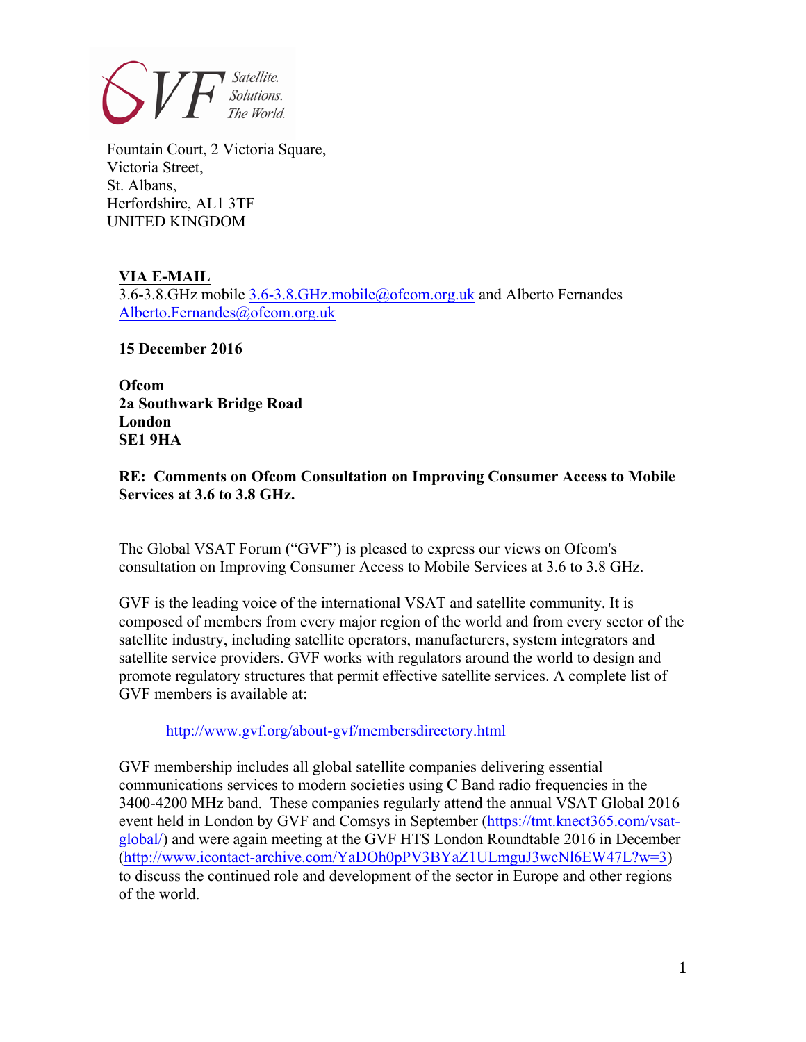GVF Satellite. Solutions. The World.

Fountain Court, 2 Victoria Square,
Victoria Street,
St. Albans,
Herfordshire, AL1 3TF
UNITED KINGDOM

**VIA E-MAIL**
3.6-3.8.GHz mobile 3.6-3.8.GHz.mobile@ofcom.org.uk and Alberto Fernandes Alberto.Fernandes@ofcom.org.uk

**15 December 2016**

**Ofcom**
**2a Southwark Bridge Road**
**London**
**SE1 9HA**

**RE: Comments on Ofcom Consultation on Improving Consumer Access to Mobile Services at 3.6 to 3.8 GHz.**

The Global VSAT Forum ("GVF") is pleased to express our views on Ofcom's consultation on Improving Consumer Access to Mobile Services at 3.6 to 3.8 GHz.

GVF is the leading voice of the international VSAT and satellite community. It is composed of members from every major region of the world and from every sector of the satellite industry, including satellite operators, manufacturers, system integrators and satellite service providers. GVF works with regulators around the world to design and promote regulatory structures that permit effective satellite services. A complete list of GVF members is available at:

http://www.gvf.org/about-gvf/membersdirectory.html

GVF membership includes all global satellite companies delivering essential communications services to modern societies using C Band radio frequencies in the 3400-4200 MHz band. These companies regularly attend the annual VSAT Global 2016 event held in London by GVF and Comsys in September (https://tmt.knect365.com/vsat-global/) and were again meeting at the GVF HTS London Roundtable 2016 in December (http://www.icontact-archive.com/YaDOh0pPV3BYaZ1ULmguJ3wcNl6EW47L?w=3) to discuss the continued role and development of the sector in Europe and other regions of the world.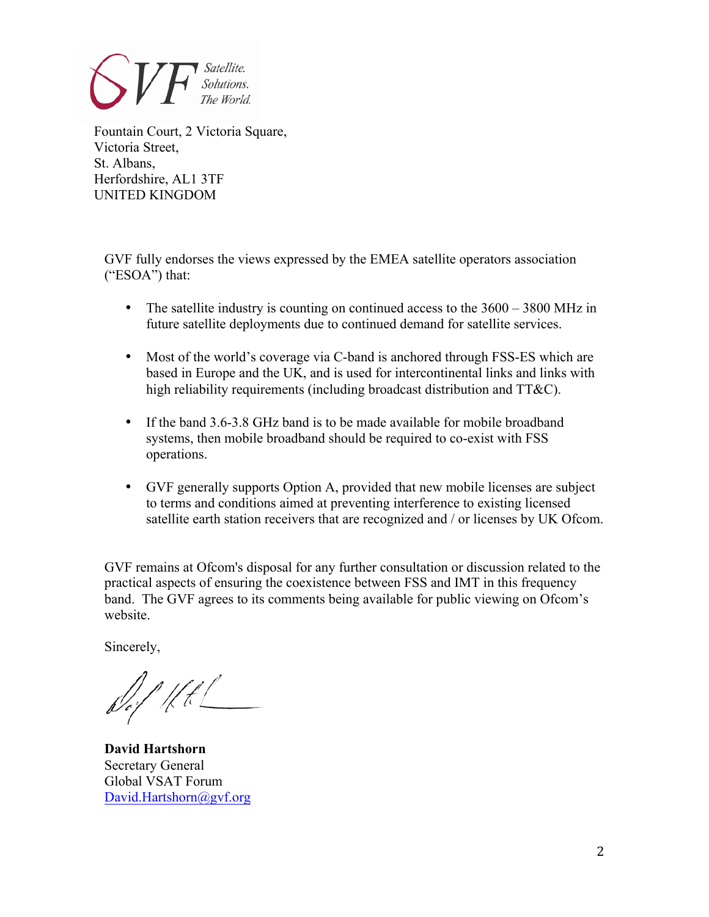GVF Satellite. Solutions. The World.

Fountain Court, 2 Victoria Square,
Victoria Street,
St. Albans,
Herfordshire, AL1 3TF
UNITED KINGDOM

GVF fully endorses the views expressed by the EMEA satellite operators association ("ESOA") that:

- The satellite industry is counting on continued access to the 3600 – 3800 MHz in future satellite deployments due to continued demand for satellite services.
- Most of the world's coverage via C-band is anchored through FSS-ES which are based in Europe and the UK, and is used for intercontinental links and links with high reliability requirements (including broadcast distribution and TT&C).
- If the band 3.6-3.8 GHz band is to be made available for mobile broadband systems, then mobile broadband should be required to co-exist with FSS operations.
- GVF generally supports Option A, provided that new mobile licenses are subject to terms and conditions aimed at preventing interference to existing licensed satellite earth station receivers that are recognized and / or licenses by UK Ofcom.

GVF remains at Ofcom's disposal for any further consultation or discussion related to the practical aspects of ensuring the coexistence between FSS and IMT in this frequency band. The GVF agrees to its comments being available for public viewing on Ofcom's website.

Sincerely,

**David Hartshorn**
Secretary General
Global VSAT Forum
David.Hartshorn@gvf.org